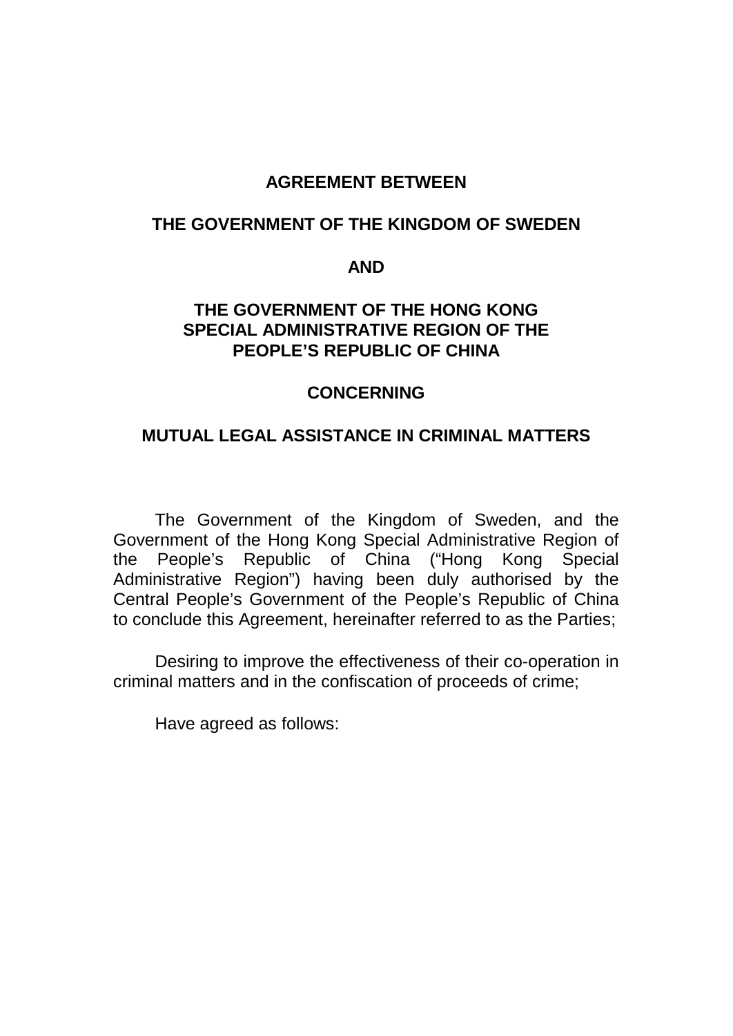# AGREEMENT BETWEEN

# THE GOVERNMENT OF THE KINGDOM OF SWEDEN

# AND

# THE GOVERNMENT OF THE HONG KONG SPECIAL ADMINISTRATIVE REGION OF THE PEOPLE'S REPUBLIC OF CHINA

# CONCERNING

# MUTUAL LEGAL ASSISTANCE IN CRIMINAL MATTERS

The Government of the Kingdom of Sweden, and the Government of the Hong Kong Special Administrative Region of the People's Republic of China ("Hong Kong Special Administrative Region") having been duly authorised by the Central People's Government of the People's Republic of China to conclude this Agreement, hereinafter referred to as the Parties;

Desiring to improve the effectiveness of their co-operation in criminal matters and in the confiscation of proceeds of crime;

Have agreed as follows: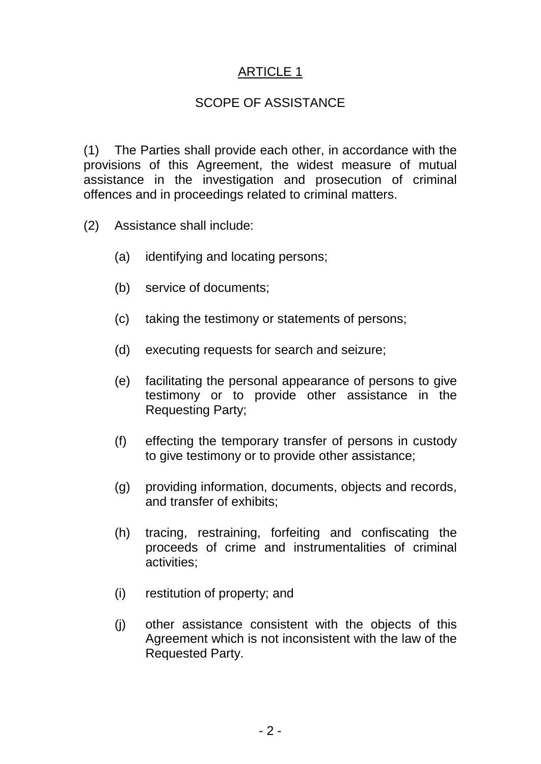## ARTICLE 1

## SCOPE OF ASSISTANCE

(1) The Parties shall provide each other, in accordance with the provisions of this Agreement, the widest measure of mutual assistance in the investigation and prosecution of criminal offences and in proceedings related to criminal matters.

(2) Assistance shall include:

- (a) identifying and locating persons;
- (b) service of documents;
- (c) taking the testimony or statements of persons;
- (d) executing requests for search and seizure;
- (e) facilitating the personal appearance of persons to give testimony or to provide other assistance in the Requesting Party;
- (f) effecting the temporary transfer of persons in custody to give testimony or to provide other assistance;
- (g) providing information, documents, objects and records, and transfer of exhibits;
- (h) tracing, restraining, forfeiting and confiscating the proceeds of crime and instrumentalities of criminal activities;
- (i) restitution of property; and
- (j) other assistance consistent with the objects of this Agreement which is not inconsistent with the law of the Requested Party.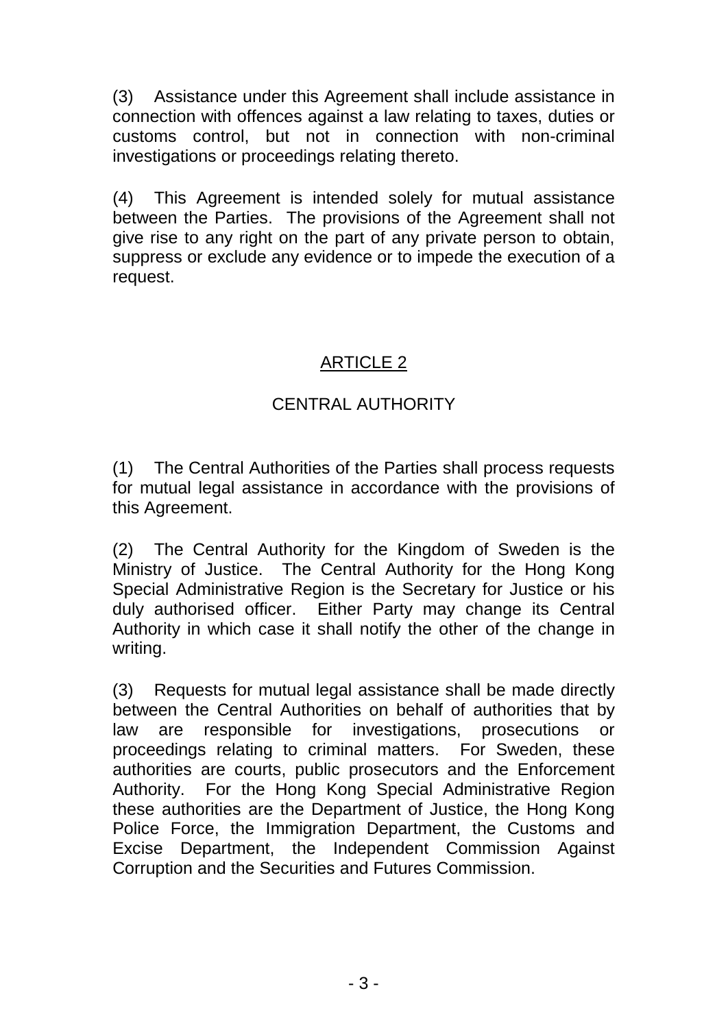(3) Assistance under this Agreement shall include assistance in connection with offences against a law relating to taxes, duties or customs control, but not in connection with non-criminal investigations or proceedings relating thereto.

(4) This Agreement is intended solely for mutual assistance between the Parties. The provisions of the Agreement shall not give rise to any right on the part of any private person to obtain, suppress or exclude any evidence or to impede the execution of a request.

## ARTICLE 2

## CENTRAL AUTHORITY

(1) The Central Authorities of the Parties shall process requests for mutual legal assistance in accordance with the provisions of this Agreement.

(2) The Central Authority for the Kingdom of Sweden is the Ministry of Justice. The Central Authority for the Hong Kong Special Administrative Region is the Secretary for Justice or his duly authorised officer. Either Party may change its Central Authority in which case it shall notify the other of the change in writing.

(3) Requests for mutual legal assistance shall be made directly between the Central Authorities on behalf of authorities that by law are responsible for investigations, prosecutions or proceedings relating to criminal matters. For Sweden, these authorities are courts, public prosecutors and the Enforcement Authority. For the Hong Kong Special Administrative Region these authorities are the Department of Justice, the Hong Kong Police Force, the Immigration Department, the Customs and Excise Department, the Independent Commission Against Corruption and the Securities and Futures Commission.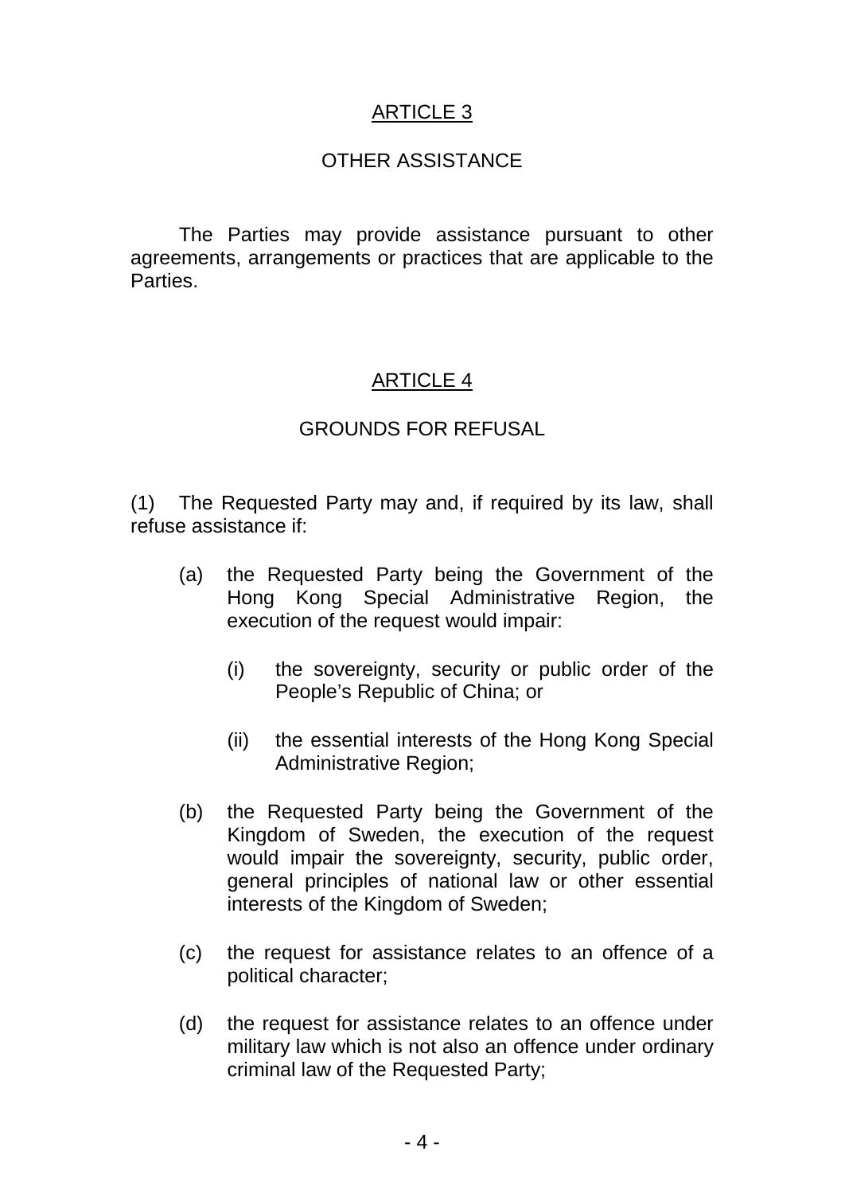## ARTICLE 3

## OTHER ASSISTANCE

The Parties may provide assistance pursuant to other agreements, arrangements or practices that are applicable to the Parties.

## ARTICLE 4

## GROUNDS FOR REFUSAL

(1) The Requested Party may and, if required by its law, shall refuse assistance if:

- (a) the Requested Party being the Government of the Hong Kong Special Administrative Region, the execution of the request would impair:

  - (i) the sovereignty, security or public order of the People's Republic of China; or

  - (ii) the essential interests of the Hong Kong Special Administrative Region;

- (b) the Requested Party being the Government of the Kingdom of Sweden, the execution of the request would impair the sovereignty, security, public order, general principles of national law or other essential interests of the Kingdom of Sweden;

- (c) the request for assistance relates to an offence of a political character;

- (d) the request for assistance relates to an offence under military law which is not also an offence under ordinary criminal law of the Requested Party;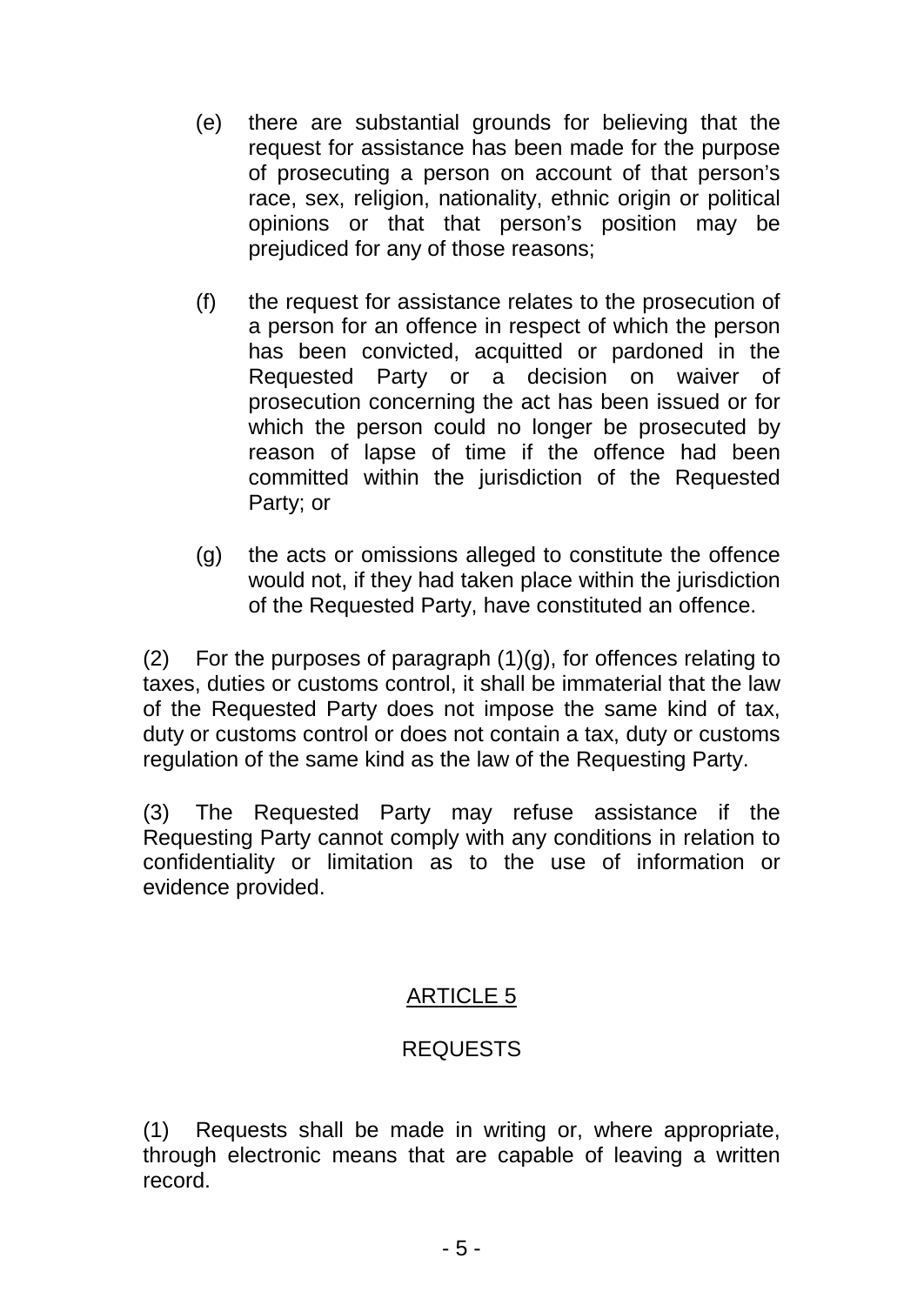(e) there are substantial grounds for believing that the request for assistance has been made for the purpose of prosecuting a person on account of that person's race, sex, religion, nationality, ethnic origin or political opinions or that that person's position may be prejudiced for any of those reasons;

(f) the request for assistance relates to the prosecution of a person for an offence in respect of which the person has been convicted, acquitted or pardoned in the Requested Party or a decision on waiver of prosecution concerning the act has been issued or for which the person could no longer be prosecuted by reason of lapse of time if the offence had been committed within the jurisdiction of the Requested Party; or

(g) the acts or omissions alleged to constitute the offence would not, if they had taken place within the jurisdiction of the Requested Party, have constituted an offence.

(2) For the purposes of paragraph (1)(g), for offences relating to taxes, duties or customs control, it shall be immaterial that the law of the Requested Party does not impose the same kind of tax, duty or customs control or does not contain a tax, duty or customs regulation of the same kind as the law of the Requesting Party.

(3) The Requested Party may refuse assistance if the Requesting Party cannot comply with any conditions in relation to confidentiality or limitation as to the use of information or evidence provided.

## ARTICLE 5

## REQUESTS

(1) Requests shall be made in writing or, where appropriate, through electronic means that are capable of leaving a written record.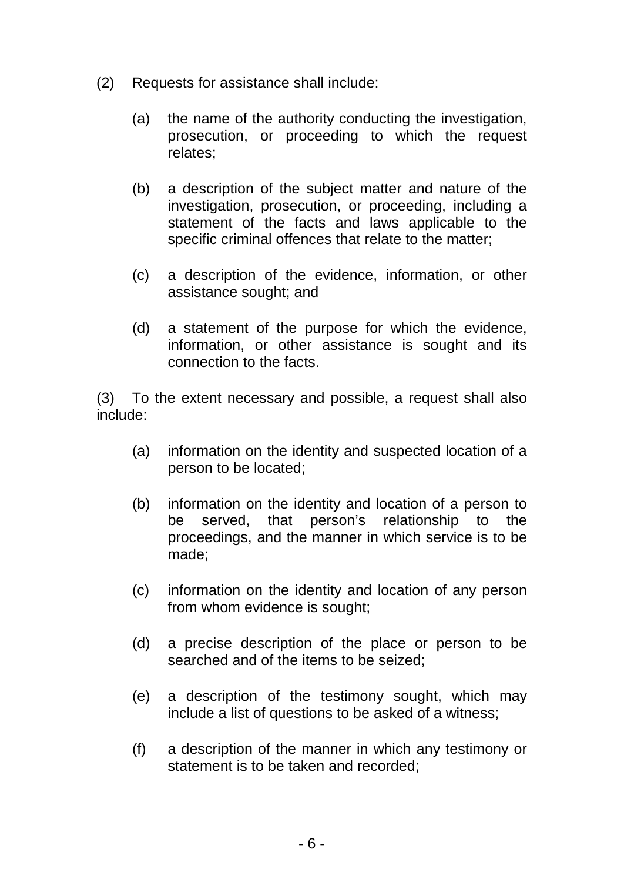(2) Requests for assistance shall include:

(a) the name of the authority conducting the investigation, prosecution, or proceeding to which the request relates;

(b) a description of the subject matter and nature of the investigation, prosecution, or proceeding, including a statement of the facts and laws applicable to the specific criminal offences that relate to the matter;

(c) a description of the evidence, information, or other assistance sought; and

(d) a statement of the purpose for which the evidence, information, or other assistance is sought and its connection to the facts.

(3) To the extent necessary and possible, a request shall also include:

(a) information on the identity and suspected location of a person to be located;

(b) information on the identity and location of a person to be served, that person's relationship to the proceedings, and the manner in which service is to be made;

(c) information on the identity and location of any person from whom evidence is sought;

(d) a precise description of the place or person to be searched and of the items to be seized;

(e) a description of the testimony sought, which may include a list of questions to be asked of a witness;

(f) a description of the manner in which any testimony or statement is to be taken and recorded;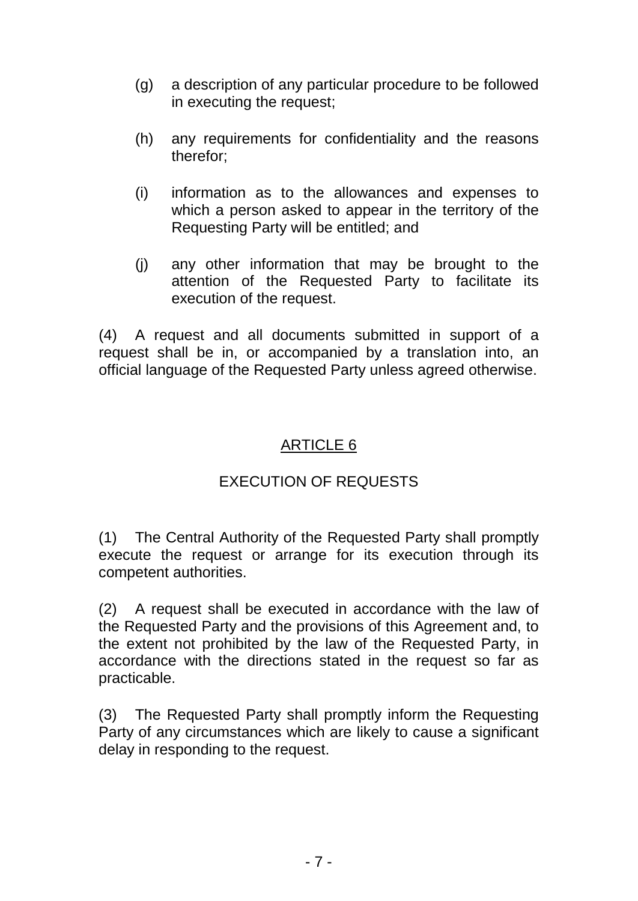(g) a description of any particular procedure to be followed in executing the request;

(h) any requirements for confidentiality and the reasons therefor;

(i) information as to the allowances and expenses to which a person asked to appear in the territory of the Requesting Party will be entitled; and

(j) any other information that may be brought to the attention of the Requested Party to facilitate its execution of the request.

(4) A request and all documents submitted in support of a request shall be in, or accompanied by a translation into, an official language of the Requested Party unless agreed otherwise.

## ARTICLE 6

## EXECUTION OF REQUESTS

(1) The Central Authority of the Requested Party shall promptly execute the request or arrange for its execution through its competent authorities.

(2) A request shall be executed in accordance with the law of the Requested Party and the provisions of this Agreement and, to the extent not prohibited by the law of the Requested Party, in accordance with the directions stated in the request so far as practicable.

(3) The Requested Party shall promptly inform the Requesting Party of any circumstances which are likely to cause a significant delay in responding to the request.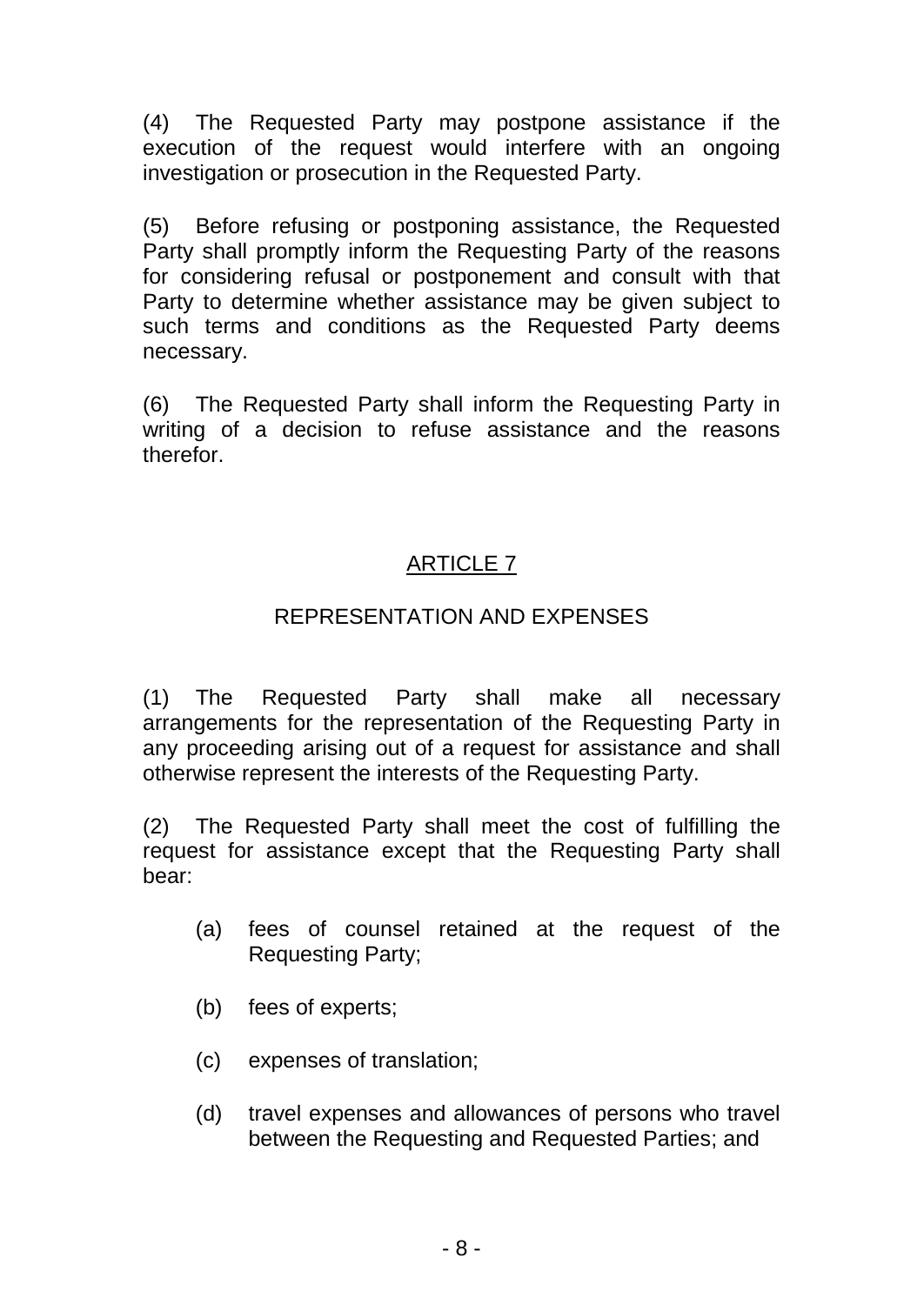(4) The Requested Party may postpone assistance if the execution of the request would interfere with an ongoing investigation or prosecution in the Requested Party.

(5) Before refusing or postponing assistance, the Requested Party shall promptly inform the Requesting Party of the reasons for considering refusal or postponement and consult with that Party to determine whether assistance may be given subject to such terms and conditions as the Requested Party deems necessary.

(6) The Requested Party shall inform the Requesting Party in writing of a decision to refuse assistance and the reasons therefor.

## ARTICLE 7

## REPRESENTATION AND EXPENSES

(1) The Requested Party shall make all necessary arrangements for the representation of the Requesting Party in any proceeding arising out of a request for assistance and shall otherwise represent the interests of the Requesting Party.

(2) The Requested Party shall meet the cost of fulfilling the request for assistance except that the Requesting Party shall bear:

- (a) fees of counsel retained at the request of the Requesting Party;
- (b) fees of experts;
- (c) expenses of translation;
- (d) travel expenses and allowances of persons who travel between the Requesting and Requested Parties; and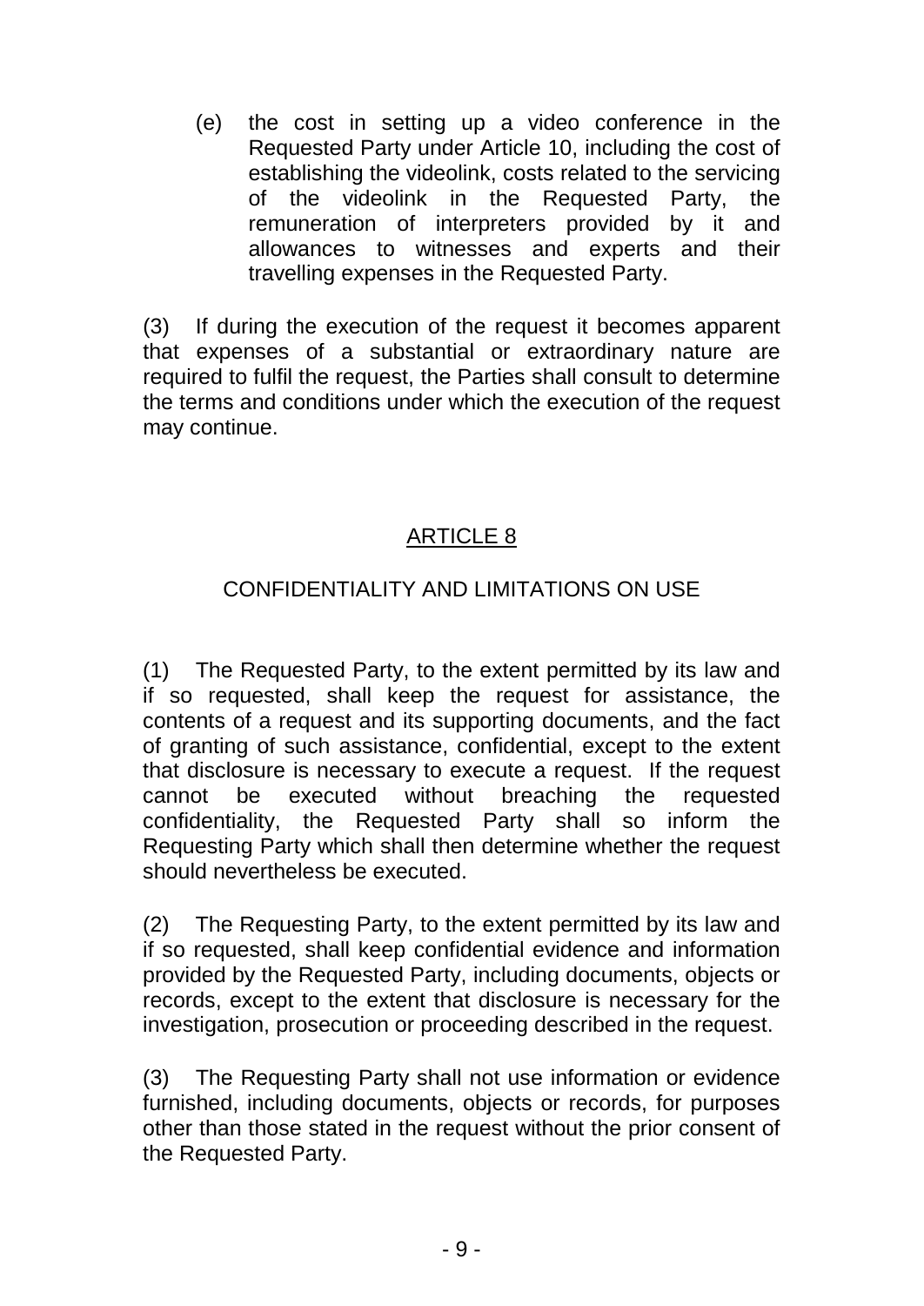(e) the cost in setting up a video conference in the Requested Party under Article 10, including the cost of establishing the videolink, costs related to the servicing of the videolink in the Requested Party, the remuneration of interpreters provided by it and allowances to witnesses and experts and their travelling expenses in the Requested Party.

(3) If during the execution of the request it becomes apparent that expenses of a substantial or extraordinary nature are required to fulfil the request, the Parties shall consult to determine the terms and conditions under which the execution of the request may continue.

## ARTICLE 8

### CONFIDENTIALITY AND LIMITATIONS ON USE

(1) The Requested Party, to the extent permitted by its law and if so requested, shall keep the request for assistance, the contents of a request and its supporting documents, and the fact of granting of such assistance, confidential, except to the extent that disclosure is necessary to execute a request. If the request cannot be executed without breaching the requested confidentiality, the Requested Party shall so inform the Requesting Party which shall then determine whether the request should nevertheless be executed.

(2) The Requesting Party, to the extent permitted by its law and if so requested, shall keep confidential evidence and information provided by the Requested Party, including documents, objects or records, except to the extent that disclosure is necessary for the investigation, prosecution or proceeding described in the request.

(3) The Requesting Party shall not use information or evidence furnished, including documents, objects or records, for purposes other than those stated in the request without the prior consent of the Requested Party.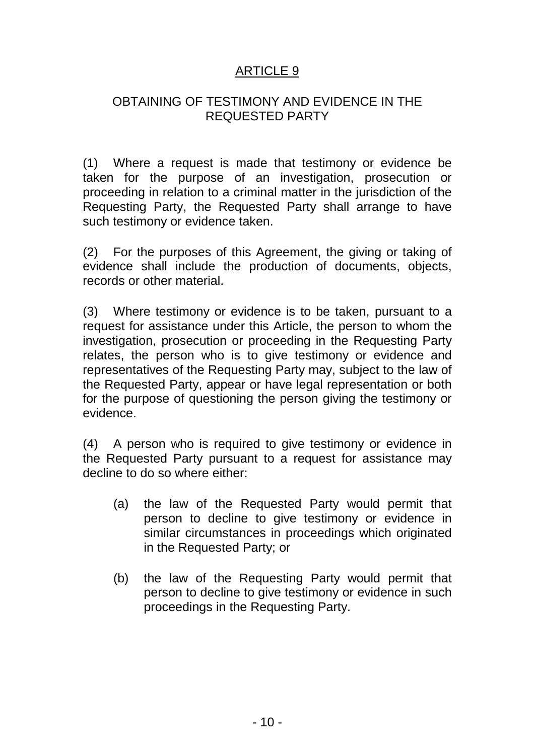## ARTICLE 9

### OBTAINING OF TESTIMONY AND EVIDENCE IN THE REQUESTED PARTY

(1) Where a request is made that testimony or evidence be taken for the purpose of an investigation, prosecution or proceeding in relation to a criminal matter in the jurisdiction of the Requesting Party, the Requested Party shall arrange to have such testimony or evidence taken.

(2) For the purposes of this Agreement, the giving or taking of evidence shall include the production of documents, objects, records or other material.

(3) Where testimony or evidence is to be taken, pursuant to a request for assistance under this Article, the person to whom the investigation, prosecution or proceeding in the Requesting Party relates, the person who is to give testimony or evidence and representatives of the Requesting Party may, subject to the law of the Requested Party, appear or have legal representation or both for the purpose of questioning the person giving the testimony or evidence.

(4) A person who is required to give testimony or evidence in the Requested Party pursuant to a request for assistance may decline to do so where either:

- (a) the law of the Requested Party would permit that person to decline to give testimony or evidence in similar circumstances in proceedings which originated in the Requested Party; or
- (b) the law of the Requesting Party would permit that person to decline to give testimony or evidence in such proceedings in the Requesting Party.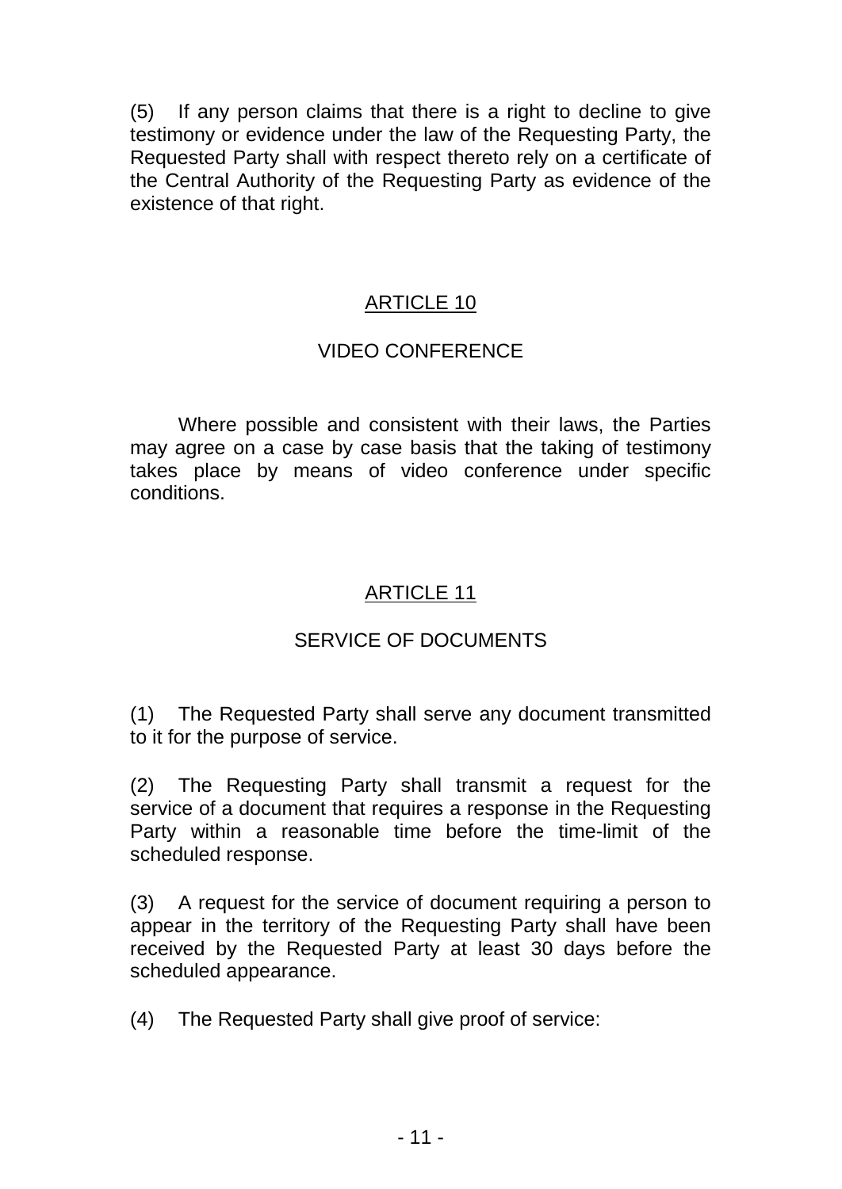(5) If any person claims that there is a right to decline to give testimony or evidence under the law of the Requesting Party, the Requested Party shall with respect thereto rely on a certificate of the Central Authority of the Requesting Party as evidence of the existence of that right.

## ARTICLE 10

### VIDEO CONFERENCE

Where possible and consistent with their laws, the Parties may agree on a case by case basis that the taking of testimony takes place by means of video conference under specific conditions.

## ARTICLE 11

### SERVICE OF DOCUMENTS

(1) The Requested Party shall serve any document transmitted to it for the purpose of service.

(2) The Requesting Party shall transmit a request for the service of a document that requires a response in the Requesting Party within a reasonable time before the time-limit of the scheduled response.

(3) A request for the service of document requiring a person to appear in the territory of the Requesting Party shall have been received by the Requested Party at least 30 days before the scheduled appearance.

(4) The Requested Party shall give proof of service: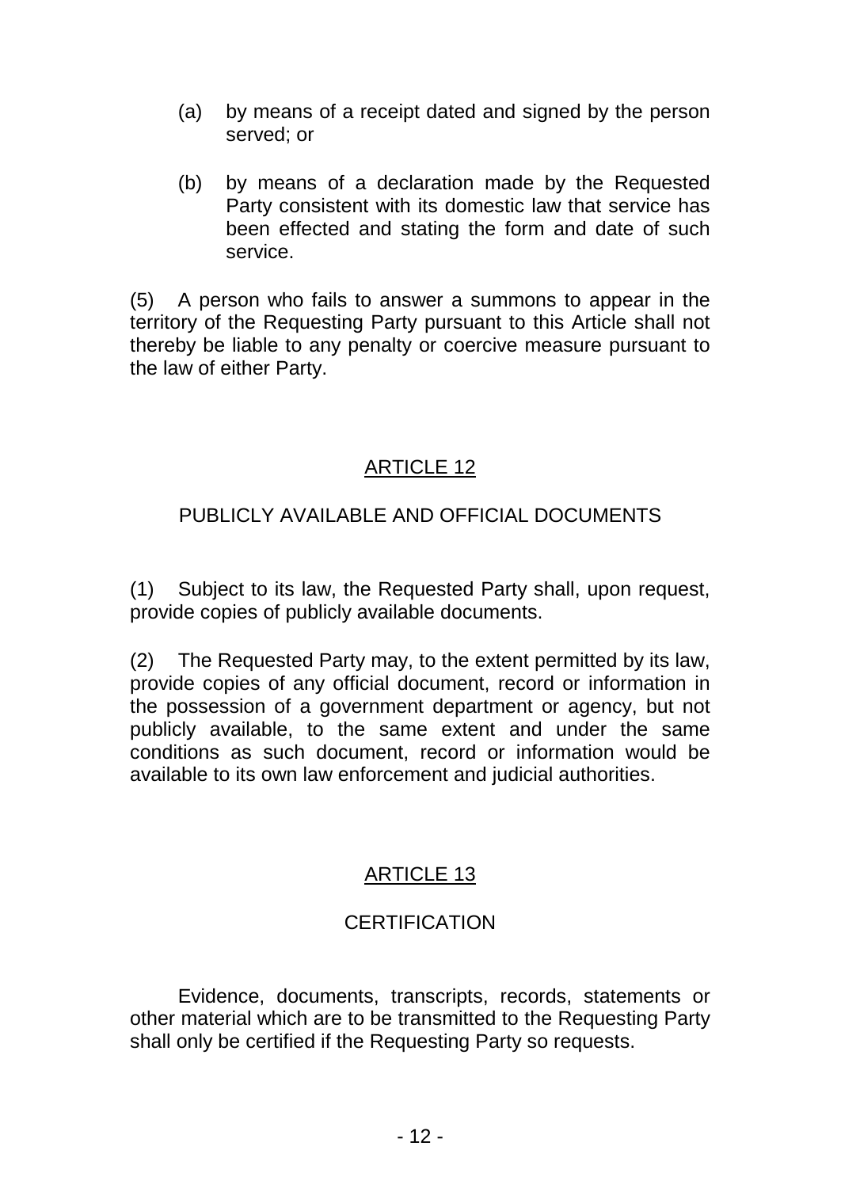(a) by means of a receipt dated and signed by the person served; or

(b) by means of a declaration made by the Requested Party consistent with its domestic law that service has been effected and stating the form and date of such service.

(5) A person who fails to answer a summons to appear in the territory of the Requesting Party pursuant to this Article shall not thereby be liable to any penalty or coercive measure pursuant to the law of either Party.

## ARTICLE 12

## PUBLICLY AVAILABLE AND OFFICIAL DOCUMENTS

(1) Subject to its law, the Requested Party shall, upon request, provide copies of publicly available documents.

(2) The Requested Party may, to the extent permitted by its law, provide copies of any official document, record or information in the possession of a government department or agency, but not publicly available, to the same extent and under the same conditions as such document, record or information would be available to its own law enforcement and judicial authorities.

## ARTICLE 13

## CERTIFICATION

Evidence, documents, transcripts, records, statements or other material which are to be transmitted to the Requesting Party shall only be certified if the Requesting Party so requests.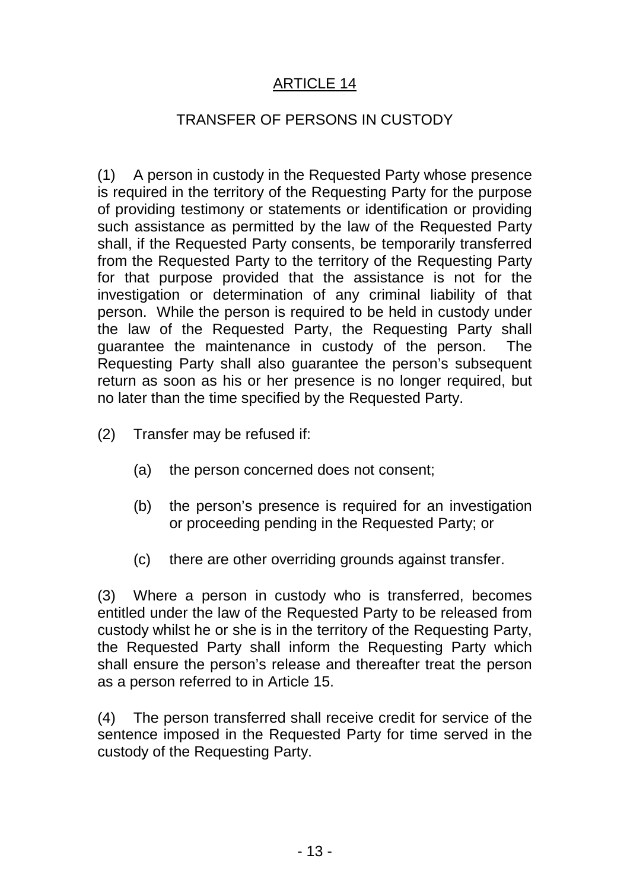## ARTICLE 14

### TRANSFER OF PERSONS IN CUSTODY

(1) A person in custody in the Requested Party whose presence is required in the territory of the Requesting Party for the purpose of providing testimony or statements or identification or providing such assistance as permitted by the law of the Requested Party shall, if the Requested Party consents, be temporarily transferred from the Requested Party to the territory of the Requesting Party for that purpose provided that the assistance is not for the investigation or determination of any criminal liability of that person. While the person is required to be held in custody under the law of the Requested Party, the Requesting Party shall guarantee the maintenance in custody of the person. The Requesting Party shall also guarantee the person's subsequent return as soon as his or her presence is no longer required, but no later than the time specified by the Requested Party.

(2) Transfer may be refused if:

(a) the person concerned does not consent;

(b) the person's presence is required for an investigation or proceeding pending in the Requested Party; or

(c) there are other overriding grounds against transfer.

(3) Where a person in custody who is transferred, becomes entitled under the law of the Requested Party to be released from custody whilst he or she is in the territory of the Requesting Party, the Requested Party shall inform the Requesting Party which shall ensure the person's release and thereafter treat the person as a person referred to in Article 15.

(4) The person transferred shall receive credit for service of the sentence imposed in the Requested Party for time served in the custody of the Requesting Party.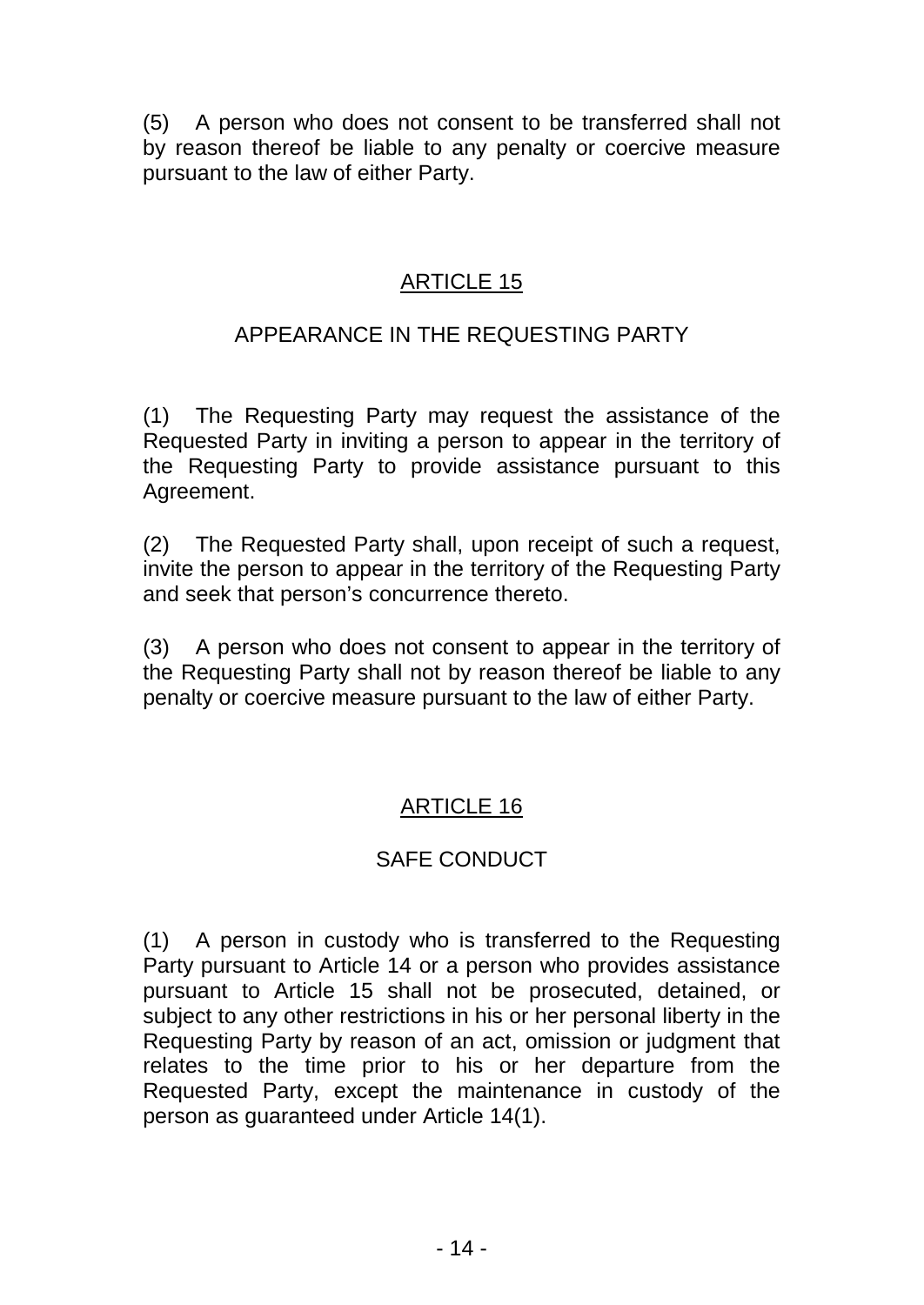(5) A person who does not consent to be transferred shall not by reason thereof be liable to any penalty or coercive measure pursuant to the law of either Party.

## ARTICLE 15

## APPEARANCE IN THE REQUESTING PARTY

(1) The Requesting Party may request the assistance of the Requested Party in inviting a person to appear in the territory of the Requesting Party to provide assistance pursuant to this Agreement.

(2) The Requested Party shall, upon receipt of such a request, invite the person to appear in the territory of the Requesting Party and seek that person's concurrence thereto.

(3) A person who does not consent to appear in the territory of the Requesting Party shall not by reason thereof be liable to any penalty or coercive measure pursuant to the law of either Party.

## ARTICLE 16

## SAFE CONDUCT

(1) A person in custody who is transferred to the Requesting Party pursuant to Article 14 or a person who provides assistance pursuant to Article 15 shall not be prosecuted, detained, or subject to any other restrictions in his or her personal liberty in the Requesting Party by reason of an act, omission or judgment that relates to the time prior to his or her departure from the Requested Party, except the maintenance in custody of the person as guaranteed under Article 14(1).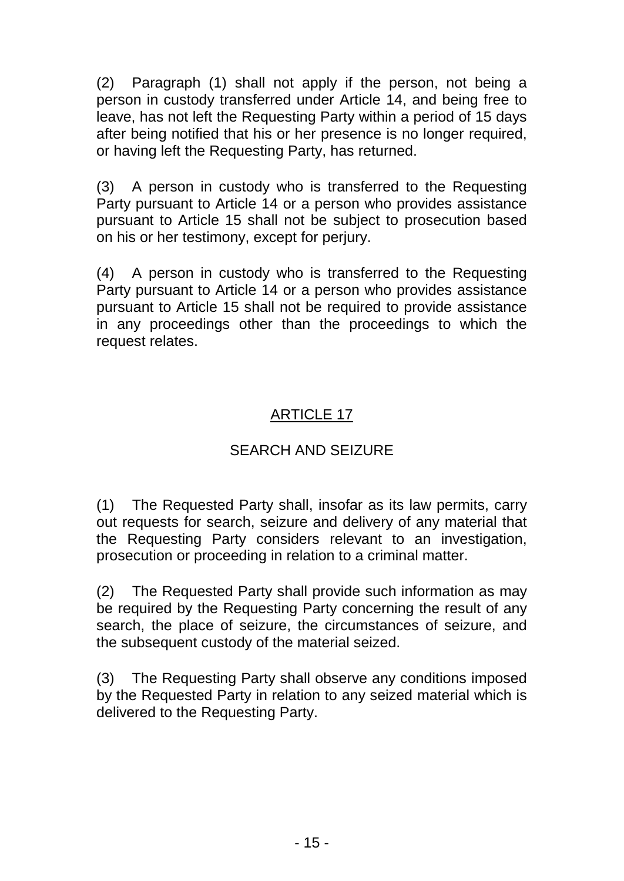(2) Paragraph (1) shall not apply if the person, not being a person in custody transferred under Article 14, and being free to leave, has not left the Requesting Party within a period of 15 days after being notified that his or her presence is no longer required, or having left the Requesting Party, has returned.

(3) A person in custody who is transferred to the Requesting Party pursuant to Article 14 or a person who provides assistance pursuant to Article 15 shall not be subject to prosecution based on his or her testimony, except for perjury.

(4) A person in custody who is transferred to the Requesting Party pursuant to Article 14 or a person who provides assistance pursuant to Article 15 shall not be required to provide assistance in any proceedings other than the proceedings to which the request relates.

## ARTICLE 17

## SEARCH AND SEIZURE

(1) The Requested Party shall, insofar as its law permits, carry out requests for search, seizure and delivery of any material that the Requesting Party considers relevant to an investigation, prosecution or proceeding in relation to a criminal matter.

(2) The Requested Party shall provide such information as may be required by the Requesting Party concerning the result of any search, the place of seizure, the circumstances of seizure, and the subsequent custody of the material seized.

(3) The Requesting Party shall observe any conditions imposed by the Requested Party in relation to any seized material which is delivered to the Requesting Party.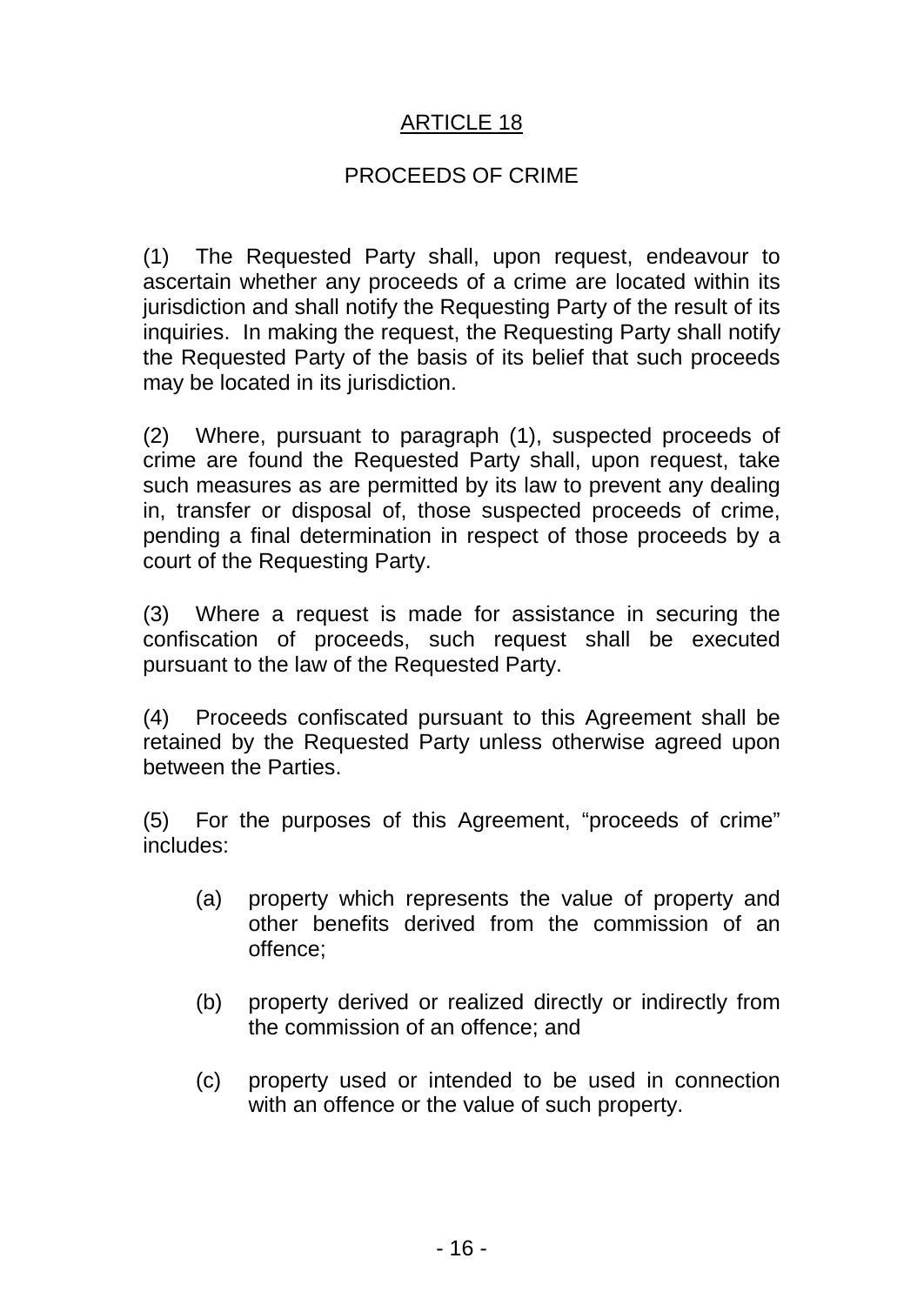## ARTICLE 18

## PROCEEDS OF CRIME

(1) The Requested Party shall, upon request, endeavour to ascertain whether any proceeds of a crime are located within its jurisdiction and shall notify the Requesting Party of the result of its inquiries. In making the request, the Requesting Party shall notify the Requested Party of the basis of its belief that such proceeds may be located in its jurisdiction.

(2) Where, pursuant to paragraph (1), suspected proceeds of crime are found the Requested Party shall, upon request, take such measures as are permitted by its law to prevent any dealing in, transfer or disposal of, those suspected proceeds of crime, pending a final determination in respect of those proceeds by a court of the Requesting Party.

(3) Where a request is made for assistance in securing the confiscation of proceeds, such request shall be executed pursuant to the law of the Requested Party.

(4) Proceeds confiscated pursuant to this Agreement shall be retained by the Requested Party unless otherwise agreed upon between the Parties.

(5) For the purposes of this Agreement, "proceeds of crime" includes:

(a) property which represents the value of property and other benefits derived from the commission of an offence;

(b) property derived or realized directly or indirectly from the commission of an offence; and

(c) property used or intended to be used in connection with an offence or the value of such property.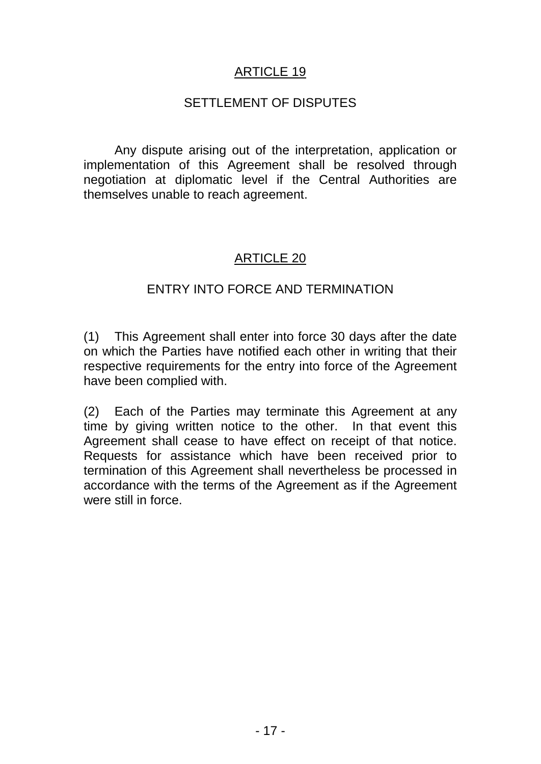## ARTICLE 19

### SETTLEMENT OF DISPUTES

Any dispute arising out of the interpretation, application or implementation of this Agreement shall be resolved through negotiation at diplomatic level if the Central Authorities are themselves unable to reach agreement.

## ARTICLE 20

### ENTRY INTO FORCE AND TERMINATION

(1) This Agreement shall enter into force 30 days after the date on which the Parties have notified each other in writing that their respective requirements for the entry into force of the Agreement have been complied with.

(2) Each of the Parties may terminate this Agreement at any time by giving written notice to the other. In that event this Agreement shall cease to have effect on receipt of that notice. Requests for assistance which have been received prior to termination of this Agreement shall nevertheless be processed in accordance with the terms of the Agreement as if the Agreement were still in force.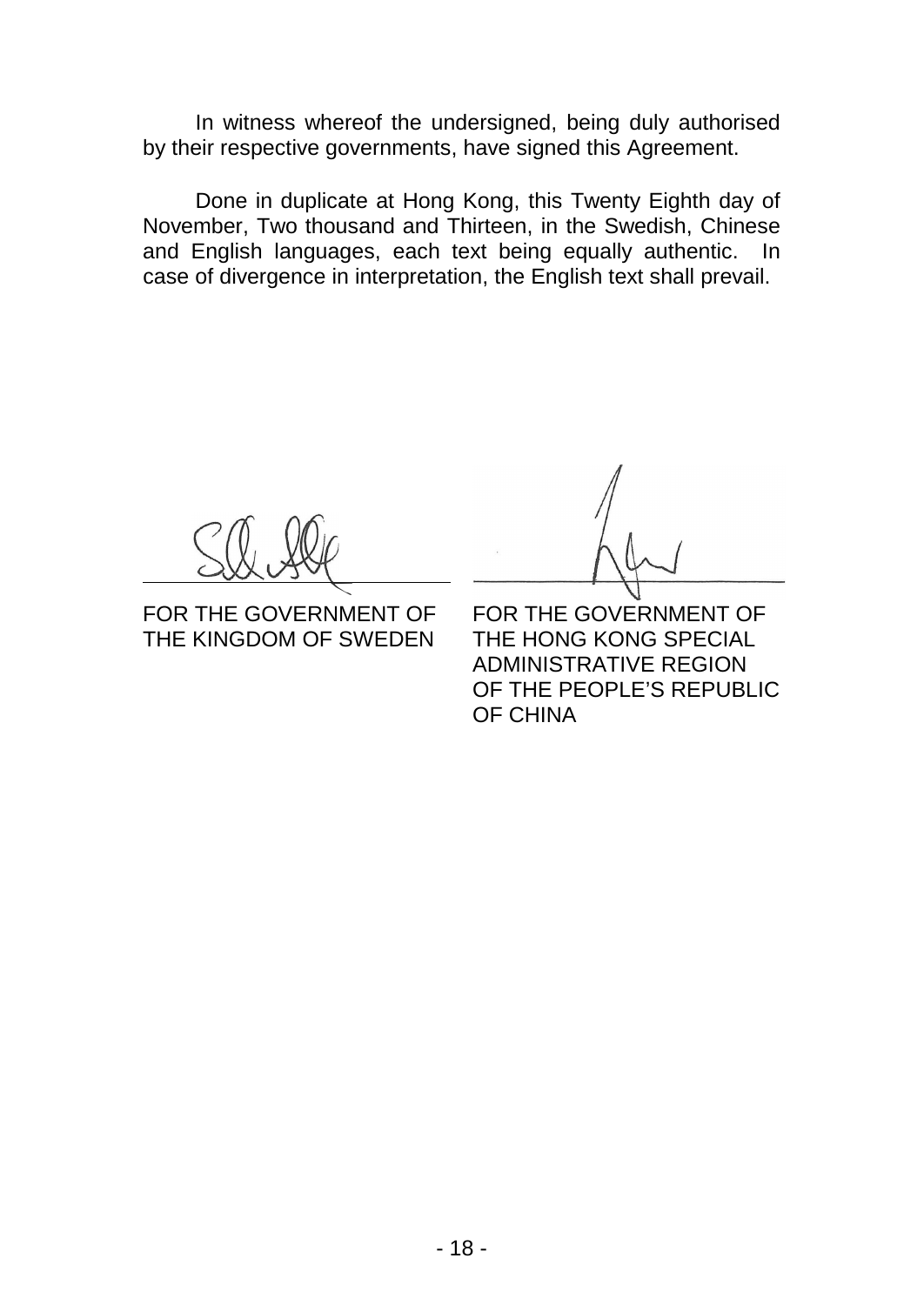In witness whereof the undersigned, being duly authorised by their respective governments, have signed this Agreement.

Done in duplicate at Hong Kong, this Twenty Eighth day of November, Two thousand and Thirteen, in the Swedish, Chinese and English languages, each text being equally authentic. In case of divergence in interpretation, the English text shall prevail.

| | |
|---|---|
| FOR THE GOVERNMENT OF THE KINGDOM OF SWEDEN | FOR THE GOVERNMENT OF THE HONG KONG SPECIAL ADMINISTRATIVE REGION OF THE PEOPLE'S REPUBLIC OF CHINA |